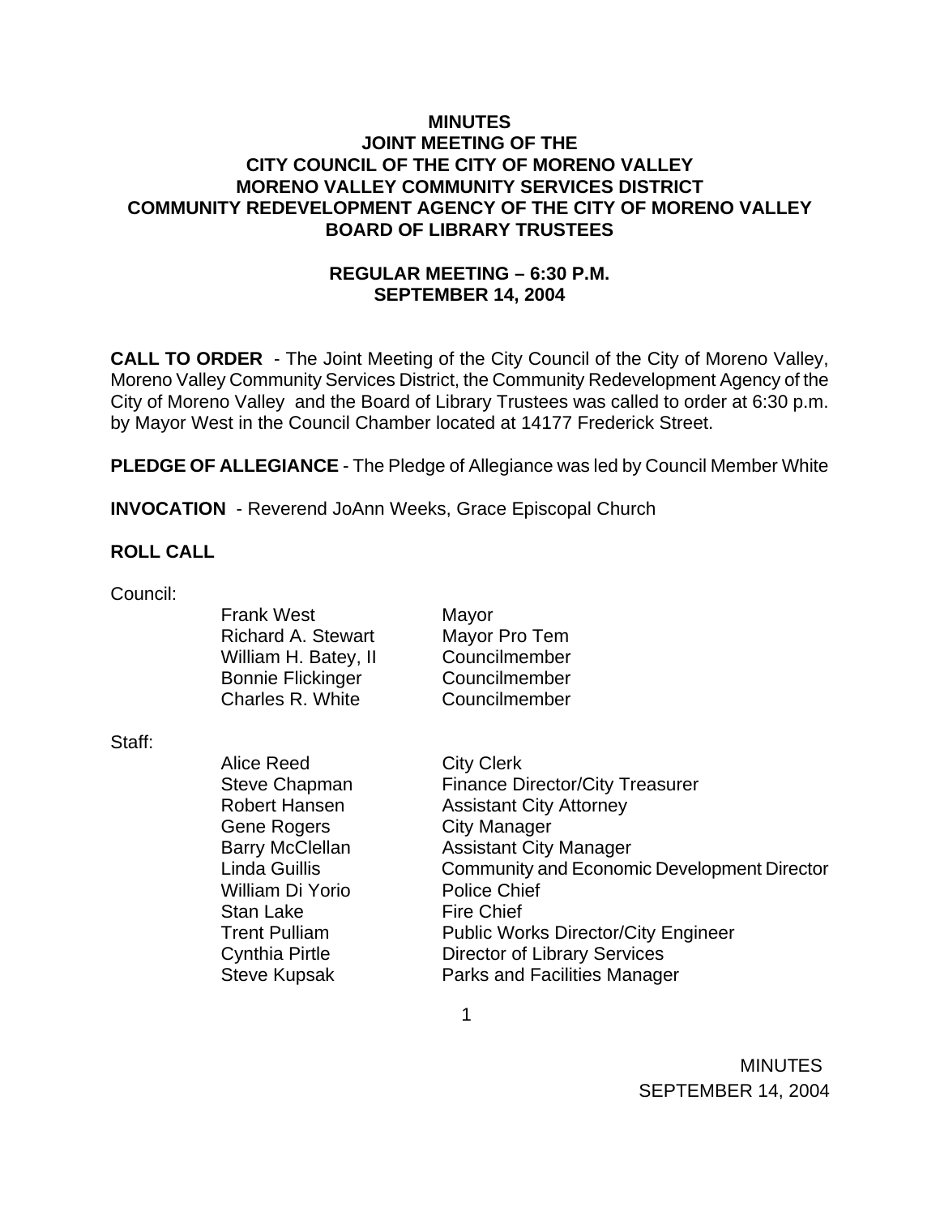# MINUTES
## JOINT MEETING OF THE
## CITY COUNCIL OF THE CITY OF MORENO VALLEY
## MORENO VALLEY COMMUNITY SERVICES DISTRICT
## COMMUNITY REDEVELOPMENT AGENCY OF THE CITY OF MORENO VALLEY
## BOARD OF LIBRARY TRUSTEES

### REGULAR MEETING – 6:30 P.M.
### SEPTEMBER 14, 2004

**CALL TO ORDER** - The Joint Meeting of the City Council of the City of Moreno Valley, Moreno Valley Community Services District, the Community Redevelopment Agency of the City of Moreno Valley and the Board of Library Trustees was called to order at 6:30 p.m. by Mayor West in the Council Chamber located at 14177 Frederick Street.

**PLEDGE OF ALLEGIANCE** - The Pledge of Allegiance was led by Council Member White

**INVOCATION** - Reverend JoAnn Weeks, Grace Episcopal Church

**ROLL CALL**

Council:

| | |
|---|---|
| Frank West | Mayor |
| Richard A. Stewart | Mayor Pro Tem |
| William H. Batey, II | Councilmember |
| Bonnie Flickinger | Councilmember |
| Charles R. White | Councilmember |

Staff:

| | |
|---|---|
| Alice Reed | City Clerk |
| Steve Chapman | Finance Director/City Treasurer |
| Robert Hansen | Assistant City Attorney |
| Gene Rogers | City Manager |
| Barry McClellan | Assistant City Manager |
| Linda Guillis | Community and Economic Development Director |
| William Di Yorio | Police Chief |
| Stan Lake | Fire Chief |
| Trent Pulliam | Public Works Director/City Engineer |
| Cynthia Pirtle | Director of Library Services |
| Steve Kupsak | Parks and Facilities Manager |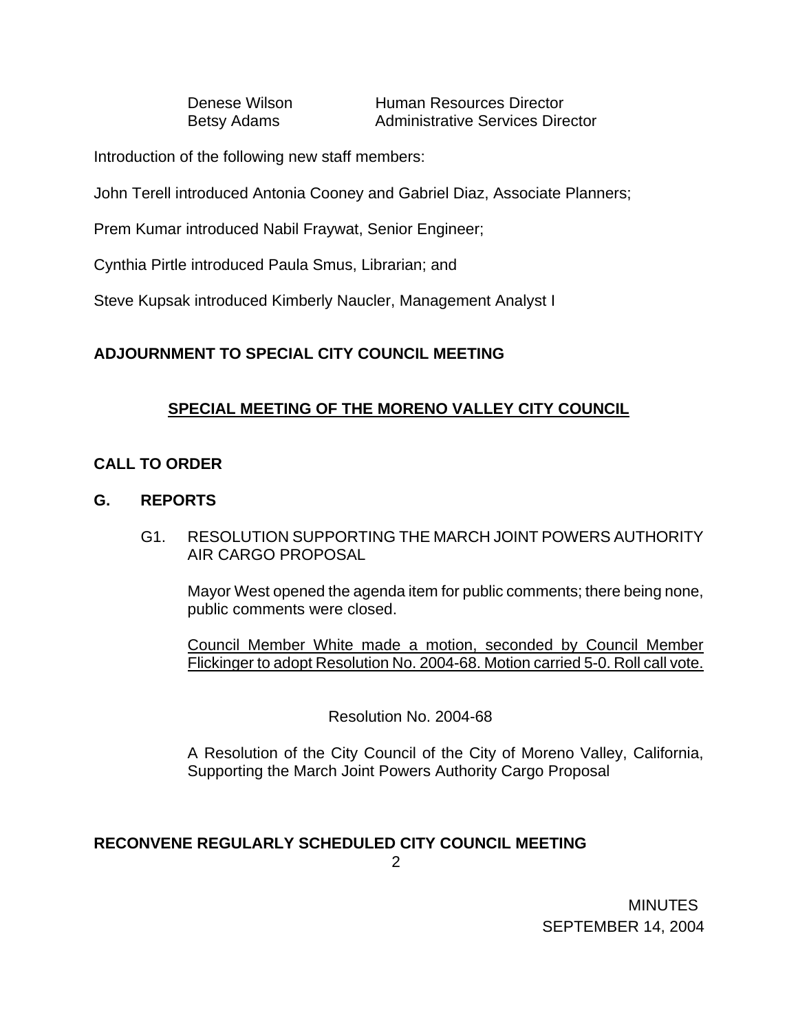| | |
|---|---|
| Denese Wilson | Human Resources Director |
| Betsy Adams | Administrative Services Director |

Introduction of the following new staff members:

John Terell introduced Antonia Cooney and Gabriel Diaz, Associate Planners;

Prem Kumar introduced Nabil Fraywat, Senior Engineer;

Cynthia Pirtle introduced Paula Smus, Librarian; and

Steve Kupsak introduced Kimberly Naucler, Management Analyst I

**ADJOURNMENT TO SPECIAL CITY COUNCIL MEETING**

## SPECIAL MEETING OF THE MORENO VALLEY CITY COUNCIL

**CALL TO ORDER**

**G. REPORTS**

G1. RESOLUTION SUPPORTING THE MARCH JOINT POWERS AUTHORITY AIR CARGO PROPOSAL

Mayor West opened the agenda item for public comments; there being none, public comments were closed.

Council Member White made a motion, seconded by Council Member Flickinger to adopt Resolution No. 2004-68. Motion carried 5-0. Roll call vote.

Resolution No. 2004-68

A Resolution of the City Council of the City of Moreno Valley, California, Supporting the March Joint Powers Authority Cargo Proposal

**RECONVENE REGULARLY SCHEDULED CITY COUNCIL MEETING**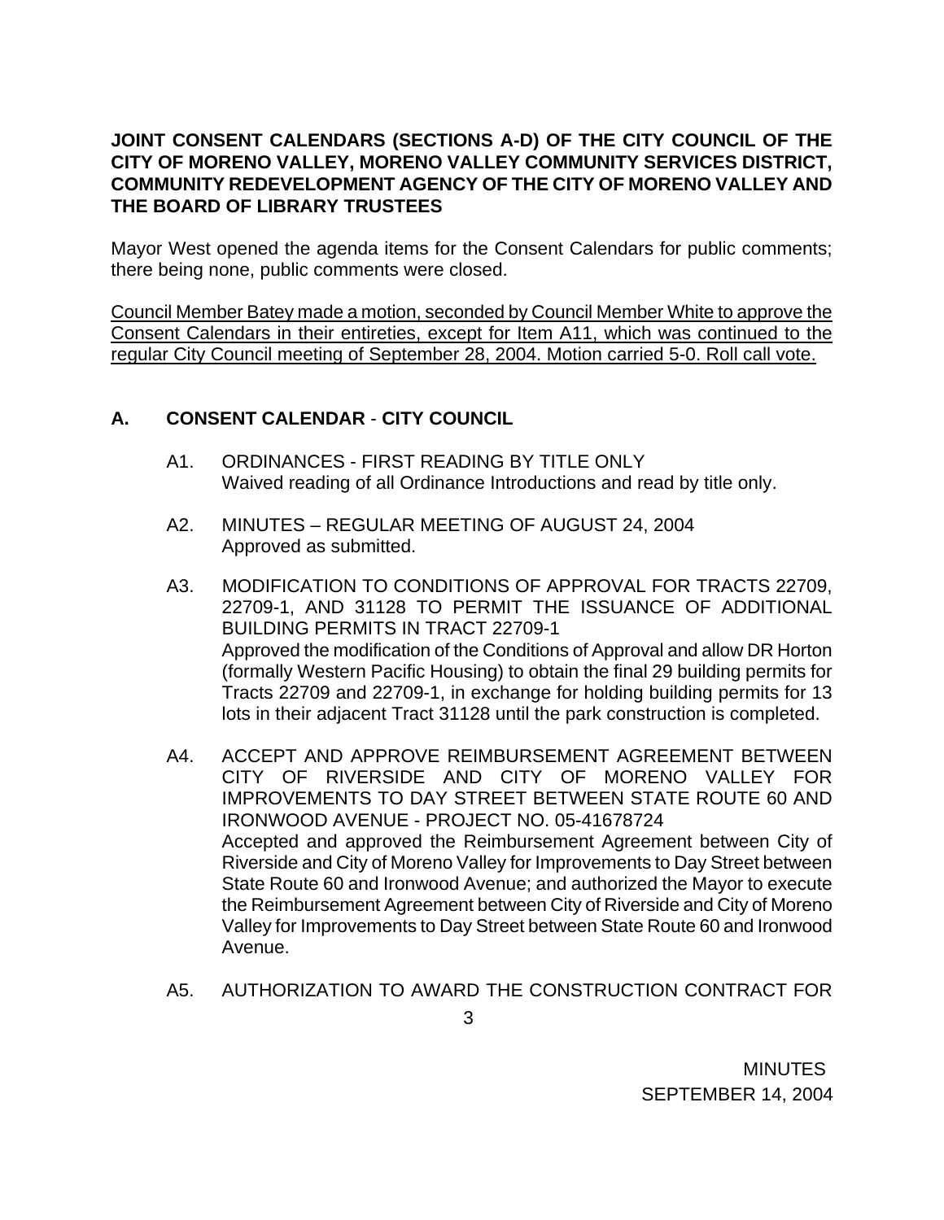**JOINT CONSENT CALENDARS (SECTIONS A-D) OF THE CITY COUNCIL OF THE CITY OF MORENO VALLEY, MORENO VALLEY COMMUNITY SERVICES DISTRICT, COMMUNITY REDEVELOPMENT AGENCY OF THE CITY OF MORENO VALLEY AND THE BOARD OF LIBRARY TRUSTEES**

Mayor West opened the agenda items for the Consent Calendars for public comments; there being none, public comments were closed.

<u>Council Member Batey made a motion, seconded by Council Member White to approve the Consent Calendars in their entireties, except for Item A11, which was continued to the regular City Council meeting of September 28, 2004. Motion carried 5-0. Roll call vote.</u>

## A. CONSENT CALENDAR - CITY COUNCIL

A1. ORDINANCES - FIRST READING BY TITLE ONLY
Waived reading of all Ordinance Introductions and read by title only.

A2. MINUTES – REGULAR MEETING OF AUGUST 24, 2004
Approved as submitted.

A3. MODIFICATION TO CONDITIONS OF APPROVAL FOR TRACTS 22709, 22709-1, AND 31128 TO PERMIT THE ISSUANCE OF ADDITIONAL BUILDING PERMITS IN TRACT 22709-1
Approved the modification of the Conditions of Approval and allow DR Horton (formally Western Pacific Housing) to obtain the final 29 building permits for Tracts 22709 and 22709-1, in exchange for holding building permits for 13 lots in their adjacent Tract 31128 until the park construction is completed.

A4. ACCEPT AND APPROVE REIMBURSEMENT AGREEMENT BETWEEN CITY OF RIVERSIDE AND CITY OF MORENO VALLEY FOR IMPROVEMENTS TO DAY STREET BETWEEN STATE ROUTE 60 AND IRONWOOD AVENUE - PROJECT NO. 05-41678724
Accepted and approved the Reimbursement Agreement between City of Riverside and City of Moreno Valley for Improvements to Day Street between State Route 60 and Ironwood Avenue; and authorized the Mayor to execute the Reimbursement Agreement between City of Riverside and City of Moreno Valley for Improvements to Day Street between State Route 60 and Ironwood Avenue.

A5. AUTHORIZATION TO AWARD THE CONSTRUCTION CONTRACT FOR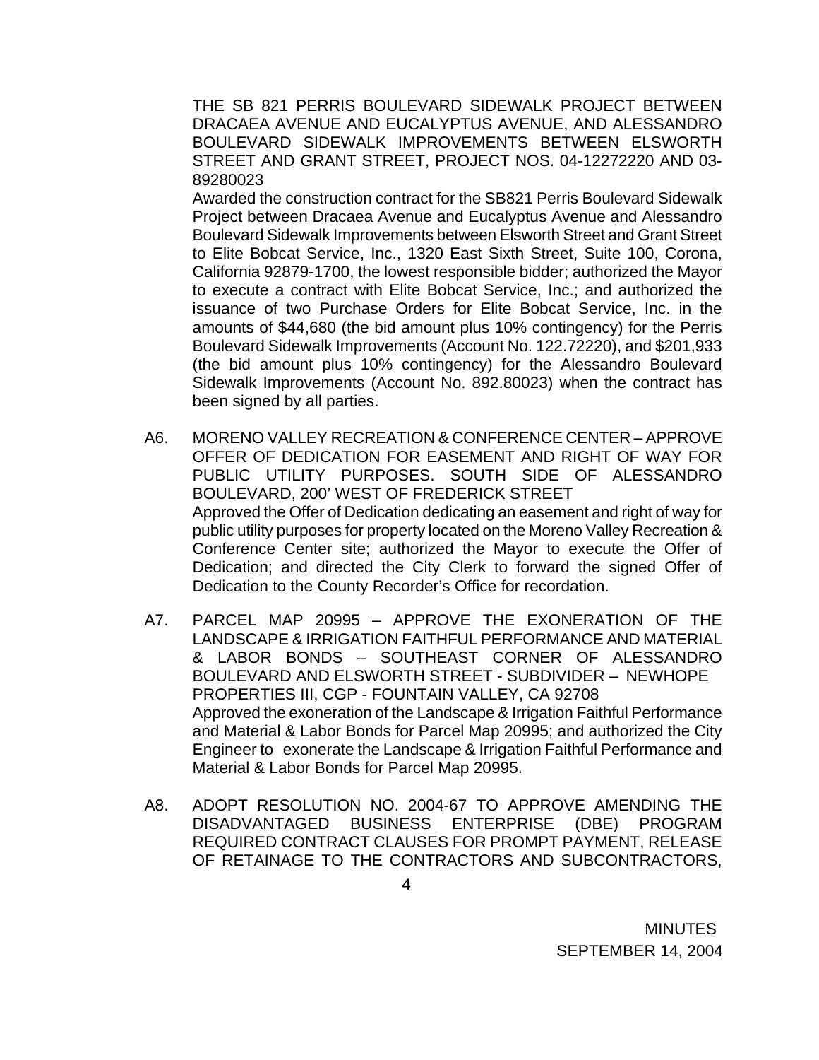THE SB 821 PERRIS BOULEVARD SIDEWALK PROJECT BETWEEN DRACAEA AVENUE AND EUCALYPTUS AVENUE, AND ALESSANDRO BOULEVARD SIDEWALK IMPROVEMENTS BETWEEN ELSWORTH STREET AND GRANT STREET, PROJECT NOS. 04-12272220 AND 03-89280023

Awarded the construction contract for the SB821 Perris Boulevard Sidewalk Project between Dracaea Avenue and Eucalyptus Avenue and Alessandro Boulevard Sidewalk Improvements between Elsworth Street and Grant Street to Elite Bobcat Service, Inc., 1320 East Sixth Street, Suite 100, Corona, California 92879-1700, the lowest responsible bidder; authorized the Mayor to execute a contract with Elite Bobcat Service, Inc.; and authorized the issuance of two Purchase Orders for Elite Bobcat Service, Inc. in the amounts of $44,680 (the bid amount plus 10% contingency) for the Perris Boulevard Sidewalk Improvements (Account No. 122.72220), and $201,933 (the bid amount plus 10% contingency) for the Alessandro Boulevard Sidewalk Improvements (Account No. 892.80023) when the contract has been signed by all parties.

A6. MORENO VALLEY RECREATION & CONFERENCE CENTER – APPROVE OFFER OF DEDICATION FOR EASEMENT AND RIGHT OF WAY FOR PUBLIC UTILITY PURPOSES. SOUTH SIDE OF ALESSANDRO BOULEVARD, 200' WEST OF FREDERICK STREET

Approved the Offer of Dedication dedicating an easement and right of way for public utility purposes for property located on the Moreno Valley Recreation & Conference Center site; authorized the Mayor to execute the Offer of Dedication; and directed the City Clerk to forward the signed Offer of Dedication to the County Recorder's Office for recordation.

A7. PARCEL MAP 20995 – APPROVE THE EXONERATION OF THE LANDSCAPE & IRRIGATION FAITHFUL PERFORMANCE AND MATERIAL & LABOR BONDS – SOUTHEAST CORNER OF ALESSANDRO BOULEVARD AND ELSWORTH STREET - SUBDIVIDER – NEWHOPE PROPERTIES III, CGP - FOUNTAIN VALLEY, CA 92708

Approved the exoneration of the Landscape & Irrigation Faithful Performance and Material & Labor Bonds for Parcel Map 20995; and authorized the City Engineer to exonerate the Landscape & Irrigation Faithful Performance and Material & Labor Bonds for Parcel Map 20995.

A8. ADOPT RESOLUTION NO. 2004-67 TO APPROVE AMENDING THE DISADVANTAGED BUSINESS ENTERPRISE (DBE) PROGRAM REQUIRED CONTRACT CLAUSES FOR PROMPT PAYMENT, RELEASE OF RETAINAGE TO THE CONTRACTORS AND SUBCONTRACTORS,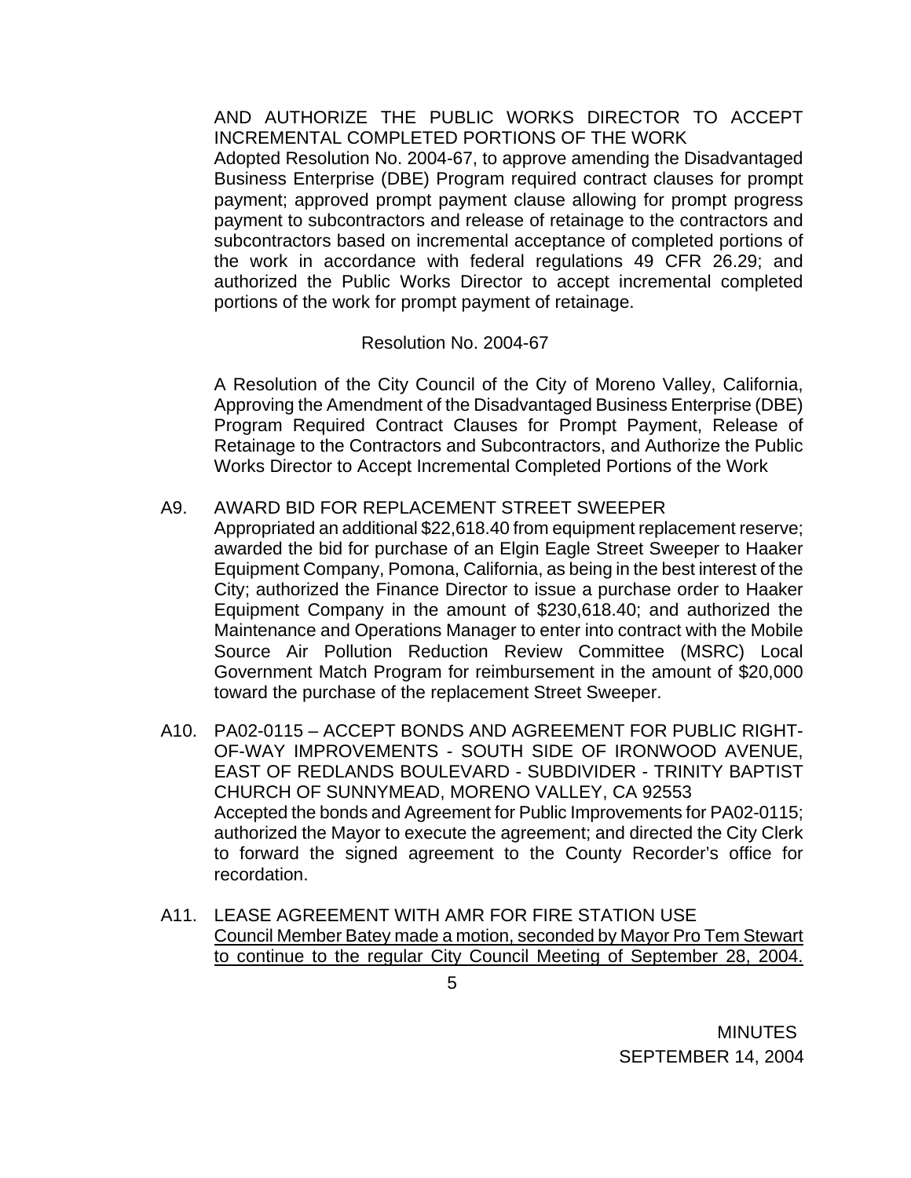AND AUTHORIZE THE PUBLIC WORKS DIRECTOR TO ACCEPT INCREMENTAL COMPLETED PORTIONS OF THE WORK

Adopted Resolution No. 2004-67, to approve amending the Disadvantaged Business Enterprise (DBE) Program required contract clauses for prompt payment; approved prompt payment clause allowing for prompt progress payment to subcontractors and release of retainage to the contractors and subcontractors based on incremental acceptance of completed portions of the work in accordance with federal regulations 49 CFR 26.29; and authorized the Public Works Director to accept incremental completed portions of the work for prompt payment of retainage.

Resolution No. 2004-67

A Resolution of the City Council of the City of Moreno Valley, California, Approving the Amendment of the Disadvantaged Business Enterprise (DBE) Program Required Contract Clauses for Prompt Payment, Release of Retainage to the Contractors and Subcontractors, and Authorize the Public Works Director to Accept Incremental Completed Portions of the Work

A9. AWARD BID FOR REPLACEMENT STREET SWEEPER

Appropriated an additional $22,618.40 from equipment replacement reserve; awarded the bid for purchase of an Elgin Eagle Street Sweeper to Haaker Equipment Company, Pomona, California, as being in the best interest of the City; authorized the Finance Director to issue a purchase order to Haaker Equipment Company in the amount of $230,618.40; and authorized the Maintenance and Operations Manager to enter into contract with the Mobile Source Air Pollution Reduction Review Committee (MSRC) Local Government Match Program for reimbursement in the amount of $20,000 toward the purchase of the replacement Street Sweeper.

A10. PA02-0115 – ACCEPT BONDS AND AGREEMENT FOR PUBLIC RIGHT-OF-WAY IMPROVEMENTS - SOUTH SIDE OF IRONWOOD AVENUE, EAST OF REDLANDS BOULEVARD - SUBDIVIDER - TRINITY BAPTIST CHURCH OF SUNNYMEAD, MORENO VALLEY, CA 92553

Accepted the bonds and Agreement for Public Improvements for PA02-0115; authorized the Mayor to execute the agreement; and directed the City Clerk to forward the signed agreement to the County Recorder's office for recordation.

A11. LEASE AGREEMENT WITH AMR FOR FIRE STATION USE

<u>Council Member Batey made a motion, seconded by Mayor Pro Tem Stewart to continue to the regular City Council Meeting of September 28, 2004.</u>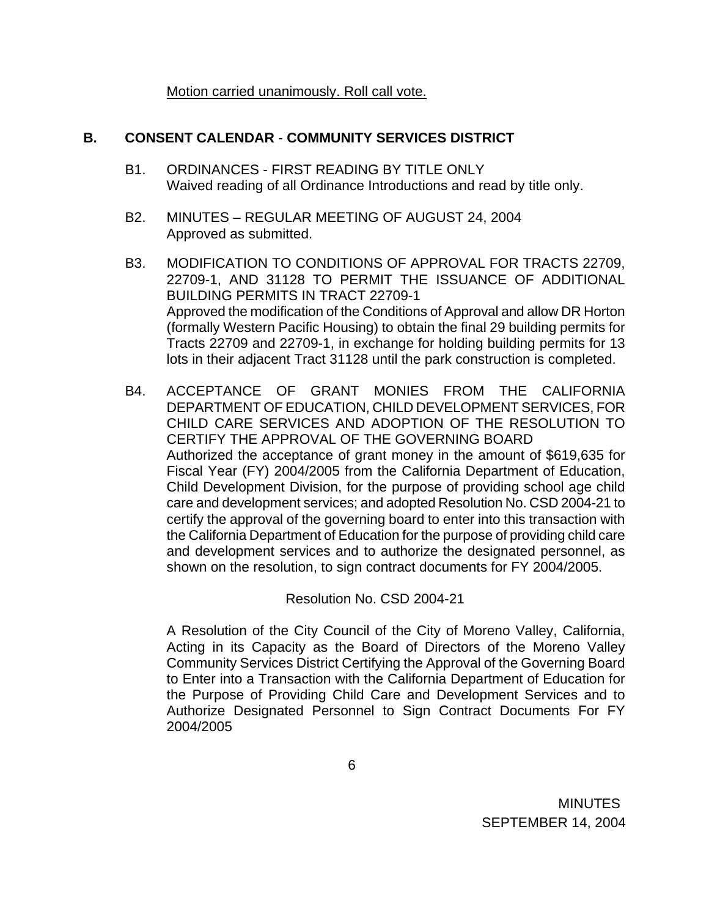Motion carried unanimously. Roll call vote.

## B. CONSENT CALENDAR - COMMUNITY SERVICES DISTRICT

B1. ORDINANCES - FIRST READING BY TITLE ONLY
Waived reading of all Ordinance Introductions and read by title only.

B2. MINUTES – REGULAR MEETING OF AUGUST 24, 2004
Approved as submitted.

B3. MODIFICATION TO CONDITIONS OF APPROVAL FOR TRACTS 22709, 22709-1, AND 31128 TO PERMIT THE ISSUANCE OF ADDITIONAL BUILDING PERMITS IN TRACT 22709-1
Approved the modification of the Conditions of Approval and allow DR Horton (formally Western Pacific Housing) to obtain the final 29 building permits for Tracts 22709 and 22709-1, in exchange for holding building permits for 13 lots in their adjacent Tract 31128 until the park construction is completed.

B4. ACCEPTANCE OF GRANT MONIES FROM THE CALIFORNIA DEPARTMENT OF EDUCATION, CHILD DEVELOPMENT SERVICES, FOR CHILD CARE SERVICES AND ADOPTION OF THE RESOLUTION TO CERTIFY THE APPROVAL OF THE GOVERNING BOARD
Authorized the acceptance of grant money in the amount of $619,635 for Fiscal Year (FY) 2004/2005 from the California Department of Education, Child Development Division, for the purpose of providing school age child care and development services; and adopted Resolution No. CSD 2004-21 to certify the approval of the governing board to enter into this transaction with the California Department of Education for the purpose of providing child care and development services and to authorize the designated personnel, as shown on the resolution, to sign contract documents for FY 2004/2005.

Resolution No. CSD 2004-21

A Resolution of the City Council of the City of Moreno Valley, California, Acting in its Capacity as the Board of Directors of the Moreno Valley Community Services District Certifying the Approval of the Governing Board to Enter into a Transaction with the California Department of Education for the Purpose of Providing Child Care and Development Services and to Authorize Designated Personnel to Sign Contract Documents For FY 2004/2005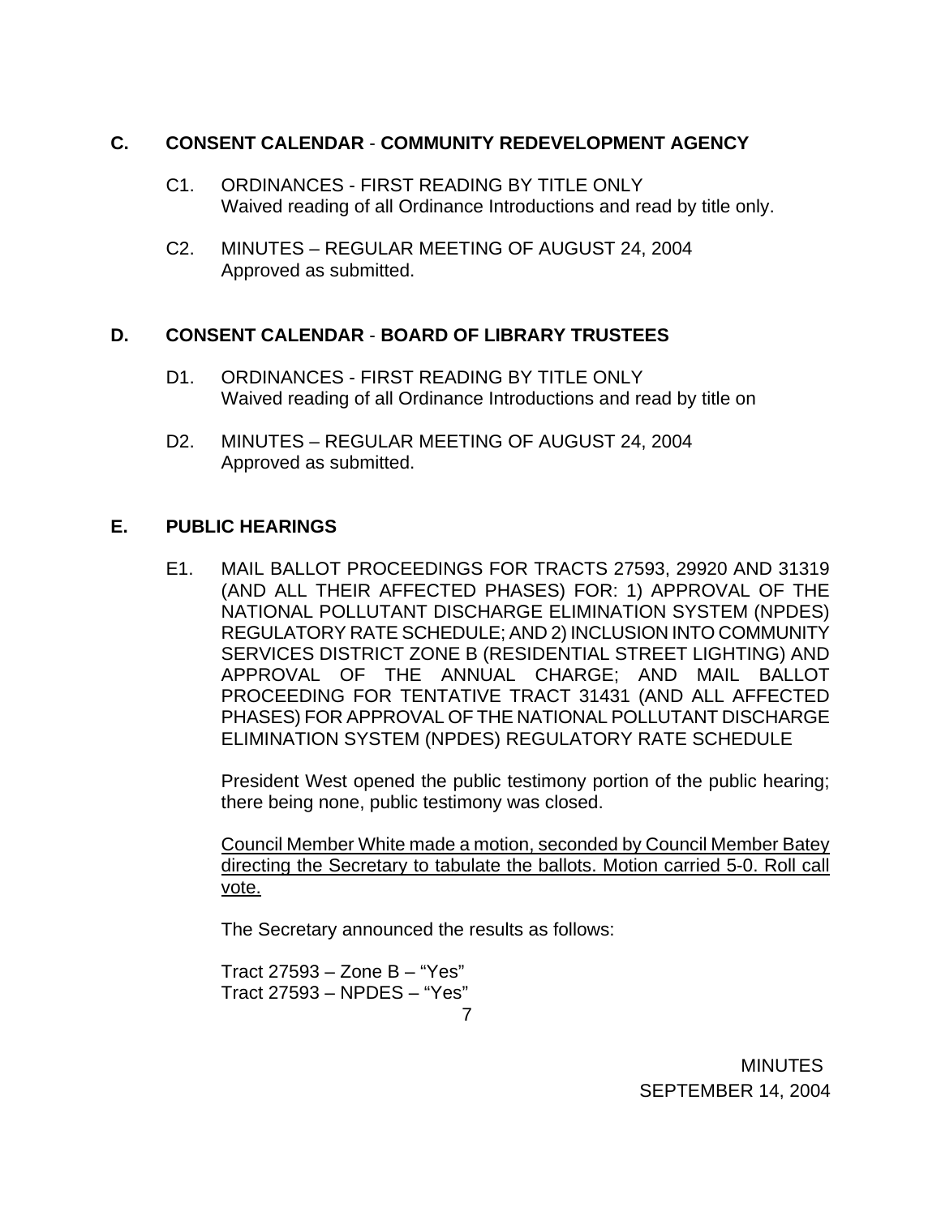## C. CONSENT CALENDAR - COMMUNITY REDEVELOPMENT AGENCY

C1. ORDINANCES - FIRST READING BY TITLE ONLY
Waived reading of all Ordinance Introductions and read by title only.

C2. MINUTES – REGULAR MEETING OF AUGUST 24, 2004
Approved as submitted.

## D. CONSENT CALENDAR - BOARD OF LIBRARY TRUSTEES

D1. ORDINANCES - FIRST READING BY TITLE ONLY
Waived reading of all Ordinance Introductions and read by title on

D2. MINUTES – REGULAR MEETING OF AUGUST 24, 2004
Approved as submitted.

## E. PUBLIC HEARINGS

E1. MAIL BALLOT PROCEEDINGS FOR TRACTS 27593, 29920 AND 31319 (AND ALL THEIR AFFECTED PHASES) FOR: 1) APPROVAL OF THE NATIONAL POLLUTANT DISCHARGE ELIMINATION SYSTEM (NPDES) REGULATORY RATE SCHEDULE; AND 2) INCLUSION INTO COMMUNITY SERVICES DISTRICT ZONE B (RESIDENTIAL STREET LIGHTING) AND APPROVAL OF THE ANNUAL CHARGE; AND MAIL BALLOT PROCEEDING FOR TENTATIVE TRACT 31431 (AND ALL AFFECTED PHASES) FOR APPROVAL OF THE NATIONAL POLLUTANT DISCHARGE ELIMINATION SYSTEM (NPDES) REGULATORY RATE SCHEDULE

President West opened the public testimony portion of the public hearing; there being none, public testimony was closed.

<u>Council Member White made a motion, seconded by Council Member Batey directing the Secretary to tabulate the ballots. Motion carried 5-0. Roll call vote.</u>

The Secretary announced the results as follows:

Tract 27593 – Zone B – “Yes”
Tract 27593 – NPDES – “Yes”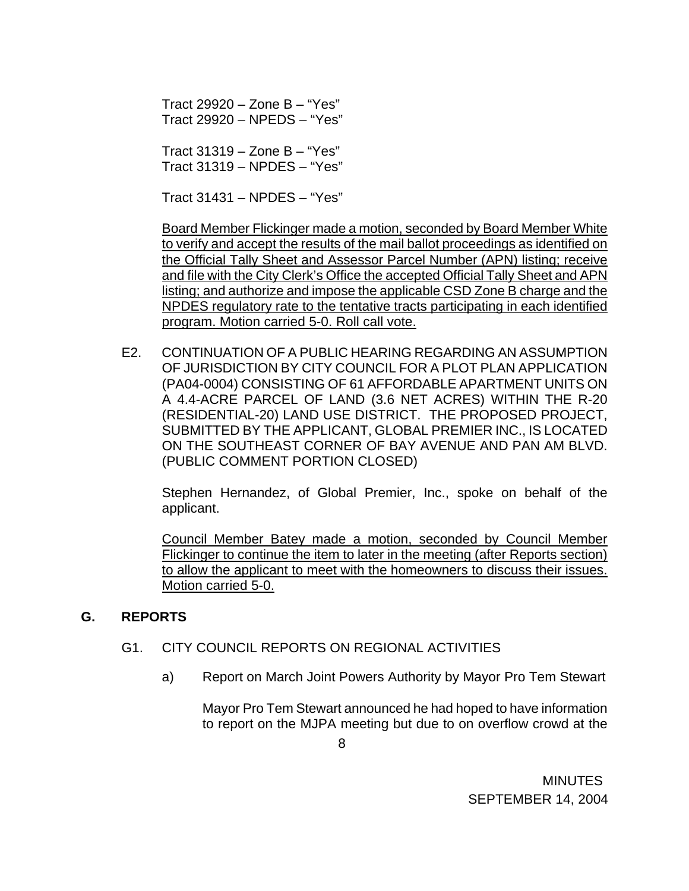Tract 29920 – Zone B – "Yes"
Tract 29920 – NPEDS – "Yes"

Tract 31319 – Zone B – "Yes"
Tract 31319 – NPDES – "Yes"

Tract 31431 – NPDES – "Yes"

Board Member Flickinger made a motion, seconded by Board Member White to verify and accept the results of the mail ballot proceedings as identified on the Official Tally Sheet and Assessor Parcel Number (APN) listing; receive and file with the City Clerk's Office the accepted Official Tally Sheet and APN listing; and authorize and impose the applicable CSD Zone B charge and the NPDES regulatory rate to the tentative tracts participating in each identified program. Motion carried 5-0. Roll call vote.

E2. CONTINUATION OF A PUBLIC HEARING REGARDING AN ASSUMPTION OF JURISDICTION BY CITY COUNCIL FOR A PLOT PLAN APPLICATION (PA04-0004) CONSISTING OF 61 AFFORDABLE APARTMENT UNITS ON A 4.4-ACRE PARCEL OF LAND (3.6 NET ACRES) WITHIN THE R-20 (RESIDENTIAL-20) LAND USE DISTRICT. THE PROPOSED PROJECT, SUBMITTED BY THE APPLICANT, GLOBAL PREMIER INC., IS LOCATED ON THE SOUTHEAST CORNER OF BAY AVENUE AND PAN AM BLVD. (PUBLIC COMMENT PORTION CLOSED)

Stephen Hernandez, of Global Premier, Inc., spoke on behalf of the applicant.

Council Member Batey made a motion, seconded by Council Member Flickinger to continue the item to later in the meeting (after Reports section) to allow the applicant to meet with the homeowners to discuss their issues. Motion carried 5-0.

## G. REPORTS

G1. CITY COUNCIL REPORTS ON REGIONAL ACTIVITIES

a) Report on March Joint Powers Authority by Mayor Pro Tem Stewart

Mayor Pro Tem Stewart announced he had hoped to have information to report on the MJPA meeting but due to on overflow crowd at the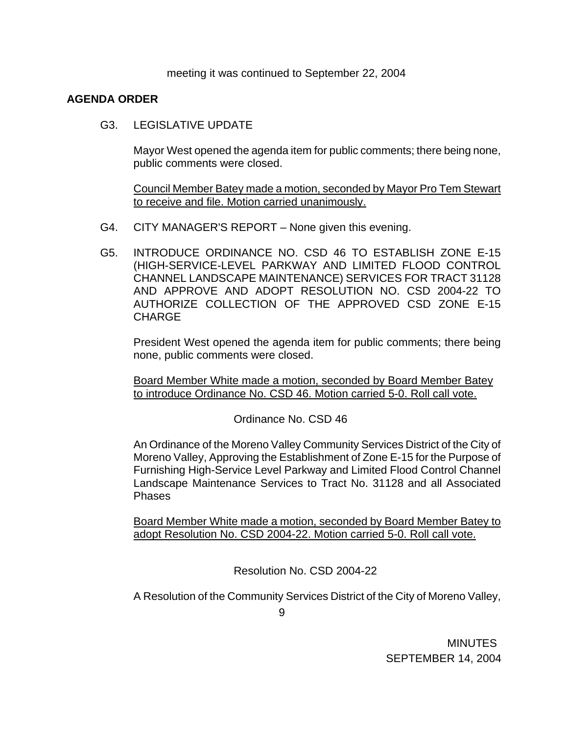meeting it was continued to September 22, 2004

**AGENDA ORDER**

G3. LEGISLATIVE UPDATE

Mayor West opened the agenda item for public comments; there being none, public comments were closed.

Council Member Batey made a motion, seconded by Mayor Pro Tem Stewart to receive and file. Motion carried unanimously.

G4. CITY MANAGER'S REPORT – None given this evening.

G5. INTRODUCE ORDINANCE NO. CSD 46 TO ESTABLISH ZONE E-15 (HIGH-SERVICE-LEVEL PARKWAY AND LIMITED FLOOD CONTROL CHANNEL LANDSCAPE MAINTENANCE) SERVICES FOR TRACT 31128 AND APPROVE AND ADOPT RESOLUTION NO. CSD 2004-22 TO AUTHORIZE COLLECTION OF THE APPROVED CSD ZONE E-15 CHARGE

President West opened the agenda item for public comments; there being none, public comments were closed.

Board Member White made a motion, seconded by Board Member Batey to introduce Ordinance No. CSD 46. Motion carried 5-0. Roll call vote.

Ordinance No. CSD 46

An Ordinance of the Moreno Valley Community Services District of the City of Moreno Valley, Approving the Establishment of Zone E-15 for the Purpose of Furnishing High-Service Level Parkway and Limited Flood Control Channel Landscape Maintenance Services to Tract No. 31128 and all Associated Phases

Board Member White made a motion, seconded by Board Member Batey to adopt Resolution No. CSD 2004-22. Motion carried 5-0. Roll call vote.

Resolution No. CSD 2004-22

A Resolution of the Community Services District of the City of Moreno Valley,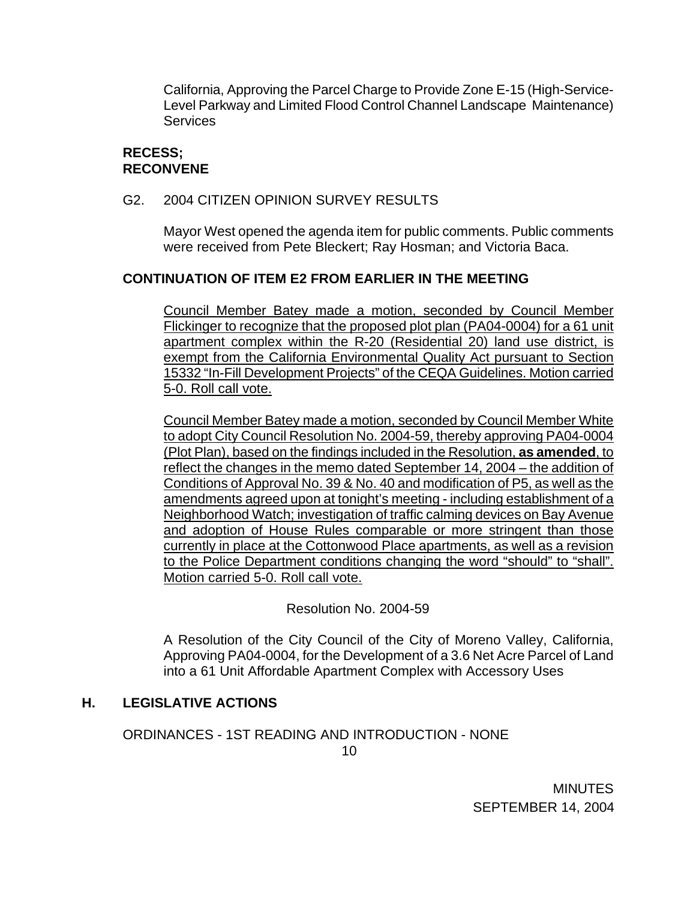California, Approving the Parcel Charge to Provide Zone E-15 (High-Service-Level Parkway and Limited Flood Control Channel Landscape Maintenance) Services

**RECESS;**
**RECONVENE**

G2. 2004 CITIZEN OPINION SURVEY RESULTS

Mayor West opened the agenda item for public comments. Public comments were received from Pete Bleckert; Ray Hosman; and Victoria Baca.

**CONTINUATION OF ITEM E2 FROM EARLIER IN THE MEETING**

Council Member Batey made a motion, seconded by Council Member Flickinger to recognize that the proposed plot plan (PA04-0004) for a 61 unit apartment complex within the R-20 (Residential 20) land use district, is exempt from the California Environmental Quality Act pursuant to Section 15332 "In-Fill Development Projects" of the CEQA Guidelines. Motion carried 5-0. Roll call vote.

Council Member Batey made a motion, seconded by Council Member White to adopt City Council Resolution No. 2004-59, thereby approving PA04-0004 (Plot Plan), based on the findings included in the Resolution, **as amended**, to reflect the changes in the memo dated September 14, 2004 – the addition of Conditions of Approval No. 39 & No. 40 and modification of P5, as well as the amendments agreed upon at tonight's meeting - including establishment of a Neighborhood Watch; investigation of traffic calming devices on Bay Avenue and adoption of House Rules comparable or more stringent than those currently in place at the Cottonwood Place apartments, as well as a revision to the Police Department conditions changing the word "should" to "shall". Motion carried 5-0. Roll call vote.

Resolution No. 2004-59

A Resolution of the City Council of the City of Moreno Valley, California, Approving PA04-0004, for the Development of a 3.6 Net Acre Parcel of Land into a 61 Unit Affordable Apartment Complex with Accessory Uses

## H. LEGISLATIVE ACTIONS

ORDINANCES - 1ST READING AND INTRODUCTION - NONE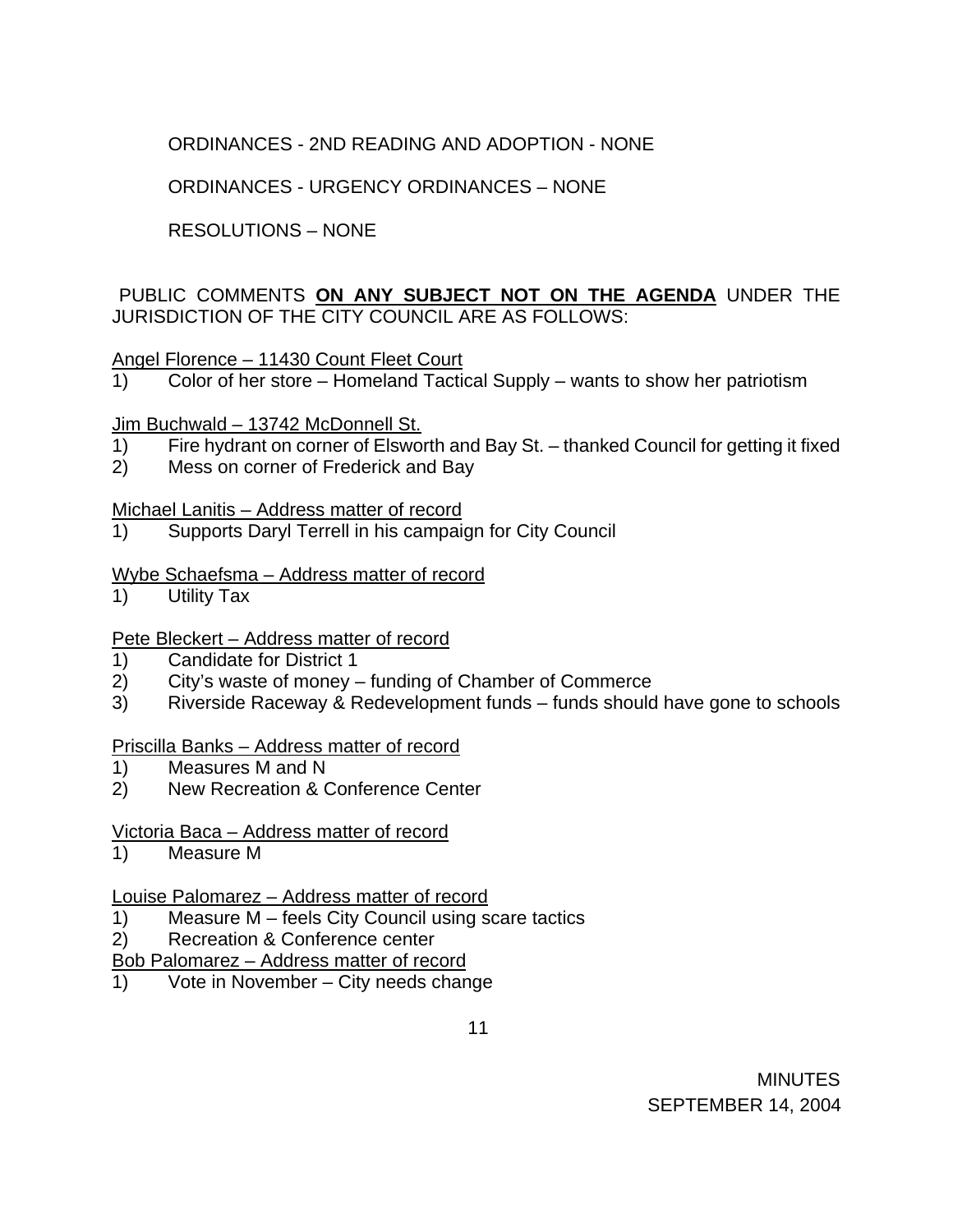ORDINANCES - 2ND READING AND ADOPTION - NONE

ORDINANCES - URGENCY ORDINANCES – NONE

RESOLUTIONS – NONE

PUBLIC COMMENTS **ON ANY SUBJECT NOT ON THE AGENDA** UNDER THE JURISDICTION OF THE CITY COUNCIL ARE AS FOLLOWS:

Angel Florence – 11430 Count Fleet Court

1) Color of her store – Homeland Tactical Supply – wants to show her patriotism

Jim Buchwald – 13742 McDonnell St.

1) Fire hydrant on corner of Elsworth and Bay St. – thanked Council for getting it fixed
2) Mess on corner of Frederick and Bay

Michael Lanitis – Address matter of record

1) Supports Daryl Terrell in his campaign for City Council

Wybe Schaefsma – Address matter of record

1) Utility Tax

Pete Bleckert – Address matter of record

1) Candidate for District 1
2) City's waste of money – funding of Chamber of Commerce
3) Riverside Raceway & Redevelopment funds – funds should have gone to schools

Priscilla Banks – Address matter of record

1) Measures M and N
2) New Recreation & Conference Center

Victoria Baca – Address matter of record

1) Measure M

Louise Palomarez – Address matter of record

1) Measure M – feels City Council using scare tactics
2) Recreation & Conference center

Bob Palomarez – Address matter of record

1) Vote in November – City needs change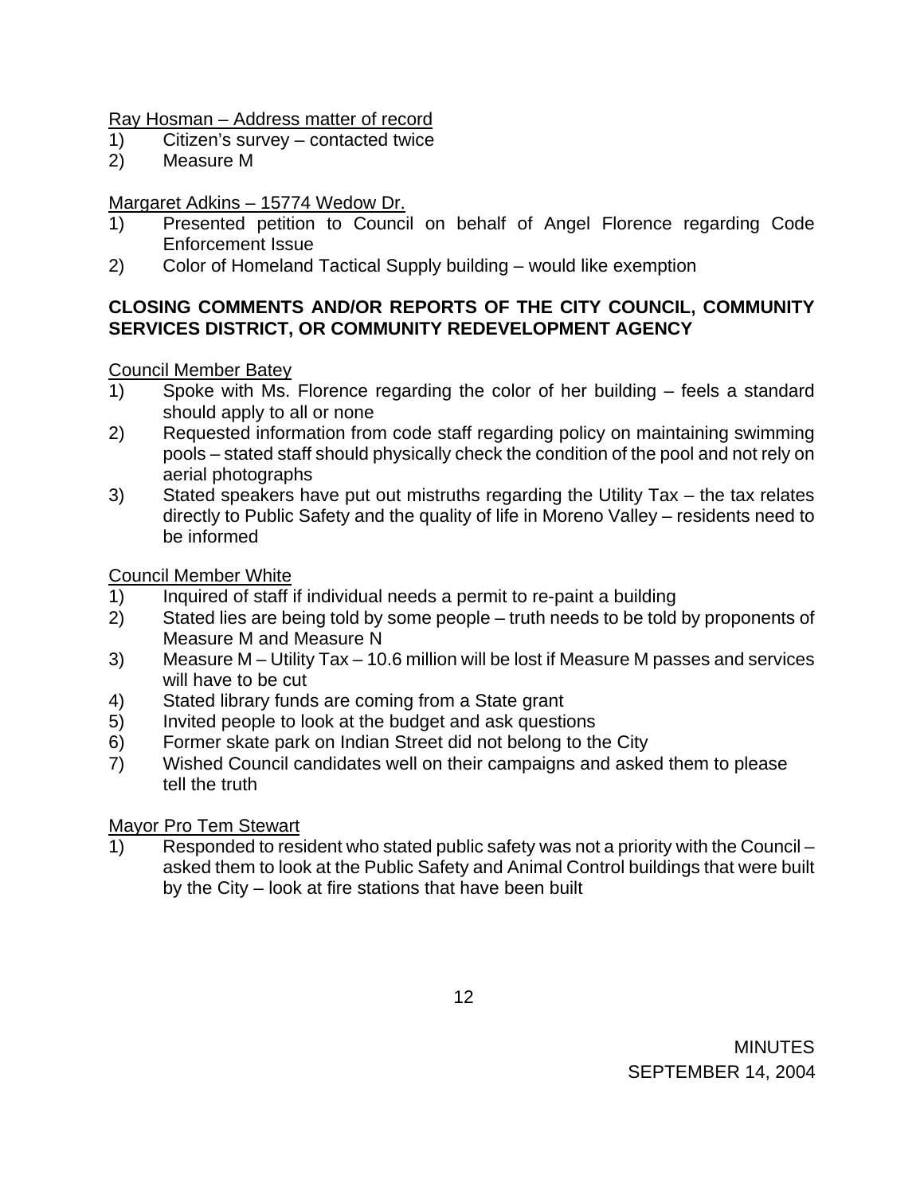<u>Ray Hosman – Address matter of record</u>

1) Citizen's survey – contacted twice
2) Measure M

<u>Margaret Adkins – 15774 Wedow Dr.</u>

1) Presented petition to Council on behalf of Angel Florence regarding Code Enforcement Issue
2) Color of Homeland Tactical Supply building – would like exemption

**CLOSING COMMENTS AND/OR REPORTS OF THE CITY COUNCIL, COMMUNITY SERVICES DISTRICT, OR COMMUNITY REDEVELOPMENT AGENCY**

<u>Council Member Batey</u>

1) Spoke with Ms. Florence regarding the color of her building – feels a standard should apply to all or none
2) Requested information from code staff regarding policy on maintaining swimming pools – stated staff should physically check the condition of the pool and not rely on aerial photographs
3) Stated speakers have put out mistruths regarding the Utility Tax – the tax relates directly to Public Safety and the quality of life in Moreno Valley – residents need to be informed

<u>Council Member White</u>

1) Inquired of staff if individual needs a permit to re-paint a building
2) Stated lies are being told by some people – truth needs to be told by proponents of Measure M and Measure N
3) Measure M – Utility Tax – 10.6 million will be lost if Measure M passes and services will have to be cut
4) Stated library funds are coming from a State grant
5) Invited people to look at the budget and ask questions
6) Former skate park on Indian Street did not belong to the City
7) Wished Council candidates well on their campaigns and asked them to please tell the truth

<u>Mayor Pro Tem Stewart</u>

1) Responded to resident who stated public safety was not a priority with the Council – asked them to look at the Public Safety and Animal Control buildings that were built by the City – look at fire stations that have been built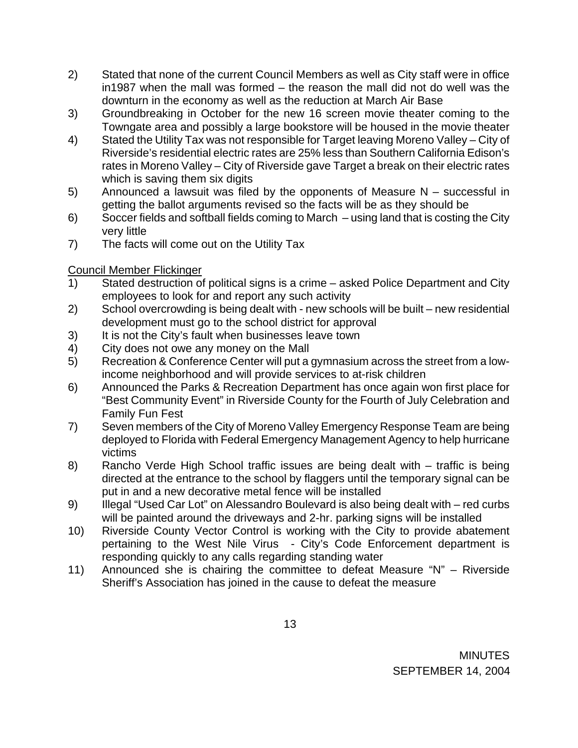2) Stated that none of the current Council Members as well as City staff were in office in1987 when the mall was formed – the reason the mall did not do well was the downturn in the economy as well as the reduction at March Air Base
3) Groundbreaking in October for the new 16 screen movie theater coming to the Towngate area and possibly a large bookstore will be housed in the movie theater
4) Stated the Utility Tax was not responsible for Target leaving Moreno Valley – City of Riverside's residential electric rates are 25% less than Southern California Edison's rates in Moreno Valley – City of Riverside gave Target a break on their electric rates which is saving them six digits
5) Announced a lawsuit was filed by the opponents of Measure N – successful in getting the ballot arguments revised so the facts will be as they should be
6) Soccer fields and softball fields coming to March – using land that is costing the City very little
7) The facts will come out on the Utility Tax

<u>Council Member Flickinger</u>

1) Stated destruction of political signs is a crime – asked Police Department and City employees to look for and report any such activity
2) School overcrowding is being dealt with - new schools will be built – new residential development must go to the school district for approval
3) It is not the City's fault when businesses leave town
4) City does not owe any money on the Mall
5) Recreation & Conference Center will put a gymnasium across the street from a low-income neighborhood and will provide services to at-risk children
6) Announced the Parks & Recreation Department has once again won first place for "Best Community Event" in Riverside County for the Fourth of July Celebration and Family Fun Fest
7) Seven members of the City of Moreno Valley Emergency Response Team are being deployed to Florida with Federal Emergency Management Agency to help hurricane victims
8) Rancho Verde High School traffic issues are being dealt with – traffic is being directed at the entrance to the school by flaggers until the temporary signal can be put in and a new decorative metal fence will be installed
9) Illegal "Used Car Lot" on Alessandro Boulevard is also being dealt with – red curbs will be painted around the driveways and 2-hr. parking signs will be installed
10) Riverside County Vector Control is working with the City to provide abatement pertaining to the West Nile Virus - City's Code Enforcement department is responding quickly to any calls regarding standing water
11) Announced she is chairing the committee to defeat Measure "N" – Riverside Sheriff's Association has joined in the cause to defeat the measure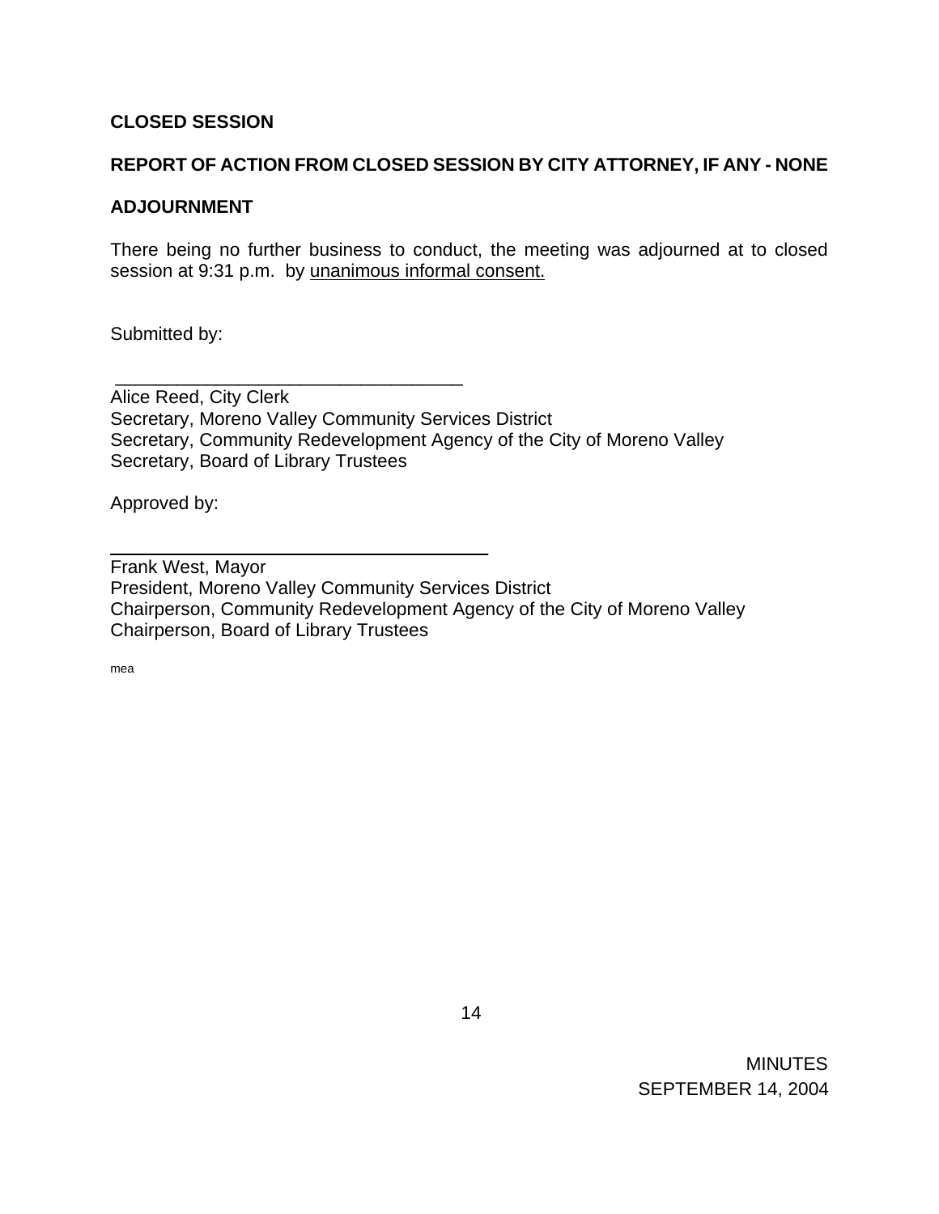**CLOSED SESSION**

**REPORT OF ACTION FROM CLOSED SESSION BY CITY ATTORNEY, IF ANY - NONE**

**ADJOURNMENT**

There being no further business to conduct, the meeting was adjourned at to closed session at 9:31 p.m. by unanimous informal consent.

Submitted by:

\_\_\_\_\_\_\_\_\_\_\_\_\_\_\_\_\_\_\_\_\_\_\_\_\_\_\_\_\_\_\_\_\_\_\_

Alice Reed, City Clerk
Secretary, Moreno Valley Community Services District
Secretary, Community Redevelopment Agency of the City of Moreno Valley
Secretary, Board of Library Trustees

Approved by:

\_\_\_\_\_\_\_\_\_\_\_\_\_\_\_\_\_\_\_\_\_\_\_\_\_\_\_\_\_\_\_\_\_\_\_

Frank West, Mayor
President, Moreno Valley Community Services District
Chairperson, Community Redevelopment Agency of the City of Moreno Valley
Chairperson, Board of Library Trustees

mea